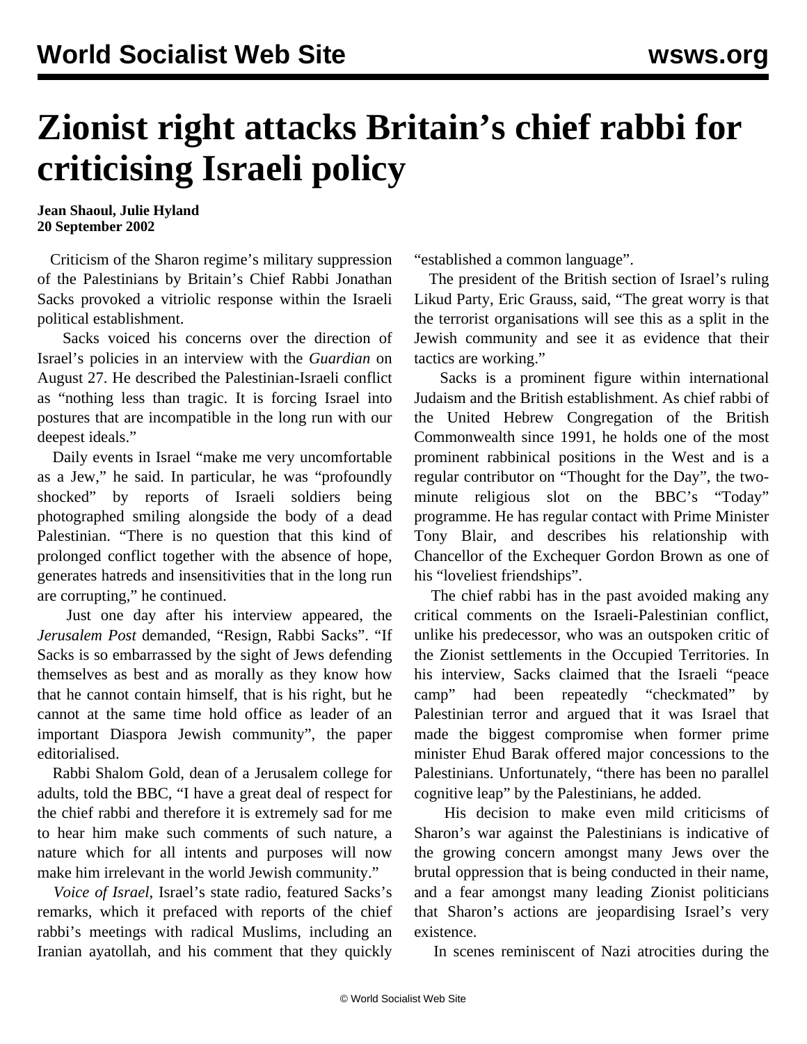# Zionist right attacks Britain's chief rabbi for criticising Israeli policy

**Jean Shaoul, Julie Hyland**
**20 September 2002**

Criticism of the Sharon regime's military suppression of the Palestinians by Britain's Chief Rabbi Jonathan Sacks provoked a vitriolic response within the Israeli political establishment.

Sacks voiced his concerns over the direction of Israel's policies in an interview with the *Guardian* on August 27. He described the Palestinian-Israeli conflict as "nothing less than tragic. It is forcing Israel into postures that are incompatible in the long run with our deepest ideals."

Daily events in Israel "make me very uncomfortable as a Jew," he said. In particular, he was "profoundly shocked" by reports of Israeli soldiers being photographed smiling alongside the body of a dead Palestinian. "There is no question that this kind of prolonged conflict together with the absence of hope, generates hatreds and insensitivities that in the long run are corrupting," he continued.

Just one day after his interview appeared, the *Jerusalem Post* demanded, "Resign, Rabbi Sacks". "If Sacks is so embarrassed by the sight of Jews defending themselves as best and as morally as they know how that he cannot contain himself, that is his right, but he cannot at the same time hold office as leader of an important Diaspora Jewish community", the paper editorialised.

Rabbi Shalom Gold, dean of a Jerusalem college for adults, told the BBC, "I have a great deal of respect for the chief rabbi and therefore it is extremely sad for me to hear him make such comments of such nature, a nature which for all intents and purposes will now make him irrelevant in the world Jewish community."

*Voice of Israel*, Israel's state radio, featured Sacks's remarks, which it prefaced with reports of the chief rabbi's meetings with radical Muslims, including an Iranian ayatollah, and his comment that they quickly "established a common language".

The president of the British section of Israel's ruling Likud Party, Eric Grauss, said, "The great worry is that the terrorist organisations will see this as a split in the Jewish community and see it as evidence that their tactics are working."

Sacks is a prominent figure within international Judaism and the British establishment. As chief rabbi of the United Hebrew Congregation of the British Commonwealth since 1991, he holds one of the most prominent rabbinical positions in the West and is a regular contributor on "Thought for the Day", the two-minute religious slot on the BBC's "Today" programme. He has regular contact with Prime Minister Tony Blair, and describes his relationship with Chancellor of the Exchequer Gordon Brown as one of his "loveliest friendships".

The chief rabbi has in the past avoided making any critical comments on the Israeli-Palestinian conflict, unlike his predecessor, who was an outspoken critic of the Zionist settlements in the Occupied Territories. In his interview, Sacks claimed that the Israeli "peace camp" had been repeatedly "checkmated" by Palestinian terror and argued that it was Israel that made the biggest compromise when former prime minister Ehud Barak offered major concessions to the Palestinians. Unfortunately, "there has been no parallel cognitive leap" by the Palestinians, he added.

His decision to make even mild criticisms of Sharon's war against the Palestinians is indicative of the growing concern amongst many Jews over the brutal oppression that is being conducted in their name, and a fear amongst many leading Zionist politicians that Sharon's actions are jeopardising Israel's very existence.

In scenes reminiscent of Nazi atrocities during the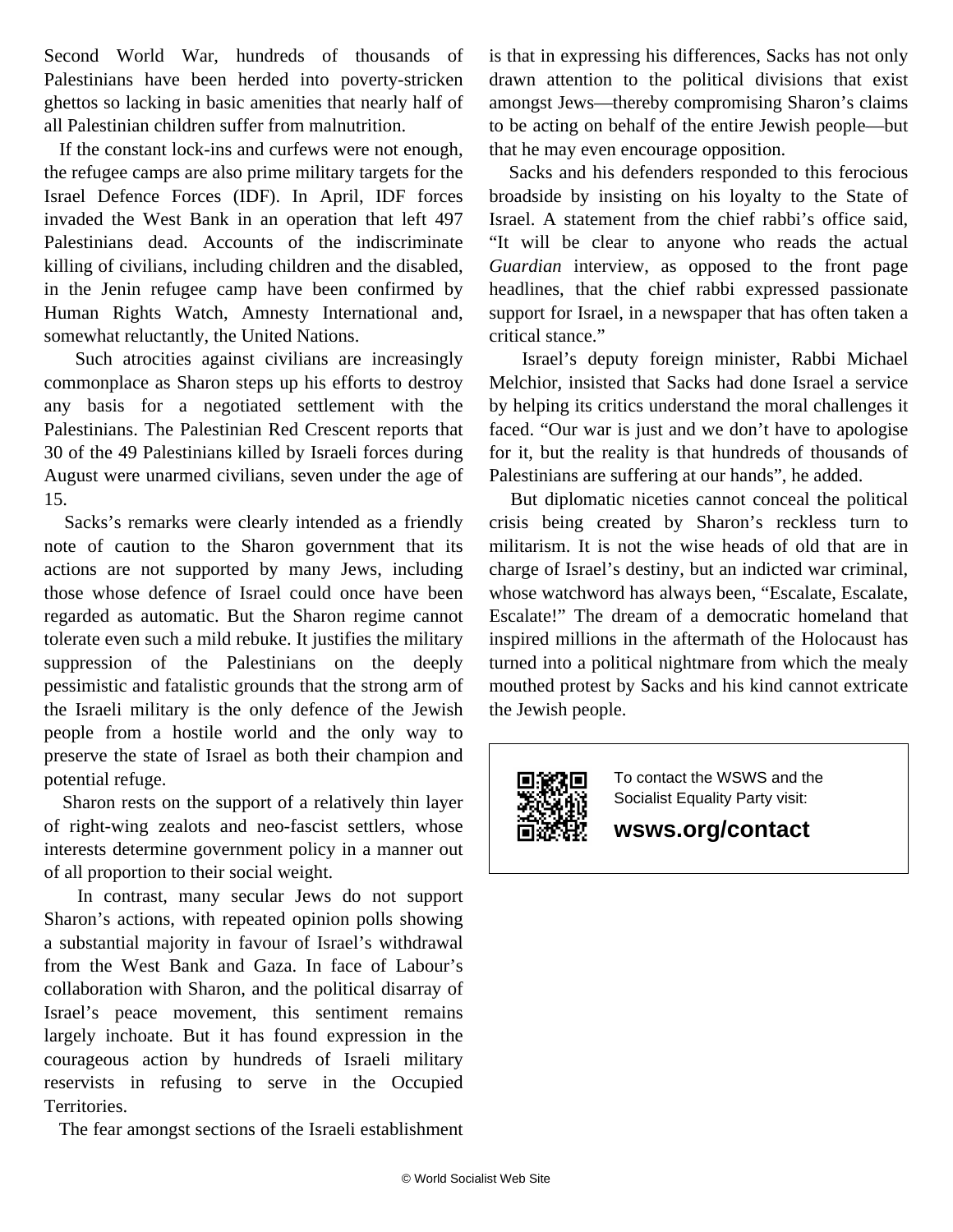Second World War, hundreds of thousands of Palestinians have been herded into poverty-stricken ghettos so lacking in basic amenities that nearly half of all Palestinian children suffer from malnutrition.

If the constant lock-ins and curfews were not enough, the refugee camps are also prime military targets for the Israel Defence Forces (IDF). In April, IDF forces invaded the West Bank in an operation that left 497 Palestinians dead. Accounts of the indiscriminate killing of civilians, including children and the disabled, in the Jenin refugee camp have been confirmed by Human Rights Watch, Amnesty International and, somewhat reluctantly, the United Nations.

Such atrocities against civilians are increasingly commonplace as Sharon steps up his efforts to destroy any basis for a negotiated settlement with the Palestinians. The Palestinian Red Crescent reports that 30 of the 49 Palestinians killed by Israeli forces during August were unarmed civilians, seven under the age of 15.

Sacks's remarks were clearly intended as a friendly note of caution to the Sharon government that its actions are not supported by many Jews, including those whose defence of Israel could once have been regarded as automatic. But the Sharon regime cannot tolerate even such a mild rebuke. It justifies the military suppression of the Palestinians on the deeply pessimistic and fatalistic grounds that the strong arm of the Israeli military is the only defence of the Jewish people from a hostile world and the only way to preserve the state of Israel as both their champion and potential refuge.

Sharon rests on the support of a relatively thin layer of right-wing zealots and neo-fascist settlers, whose interests determine government policy in a manner out of all proportion to their social weight.

In contrast, many secular Jews do not support Sharon's actions, with repeated opinion polls showing a substantial majority in favour of Israel's withdrawal from the West Bank and Gaza. In face of Labour's collaboration with Sharon, and the political disarray of Israel's peace movement, this sentiment remains largely inchoate. But it has found expression in the courageous action by hundreds of Israeli military reservists in refusing to serve in the Occupied Territories.

The fear amongst sections of the Israeli establishment is that in expressing his differences, Sacks has not only drawn attention to the political divisions that exist amongst Jews—thereby compromising Sharon's claims to be acting on behalf of the entire Jewish people—but that he may even encourage opposition.

Sacks and his defenders responded to this ferocious broadside by insisting on his loyalty to the State of Israel. A statement from the chief rabbi's office said, "It will be clear to anyone who reads the actual *Guardian* interview, as opposed to the front page headlines, that the chief rabbi expressed passionate support for Israel, in a newspaper that has often taken a critical stance."

Israel's deputy foreign minister, Rabbi Michael Melchior, insisted that Sacks had done Israel a service by helping its critics understand the moral challenges it faced. "Our war is just and we don't have to apologise for it, but the reality is that hundreds of thousands of Palestinians are suffering at our hands", he added.

But diplomatic niceties cannot conceal the political crisis being created by Sharon's reckless turn to militarism. It is not the wise heads of old that are in charge of Israel's destiny, but an indicted war criminal, whose watchword has always been, "Escalate, Escalate, Escalate!" The dream of a democratic homeland that inspired millions in the aftermath of the Holocaust has turned into a political nightmare from which the mealy mouthed protest by Sacks and his kind cannot extricate the Jewish people.

To contact the WSWS and the Socialist Equality Party visit:

**wsws.org/contact**